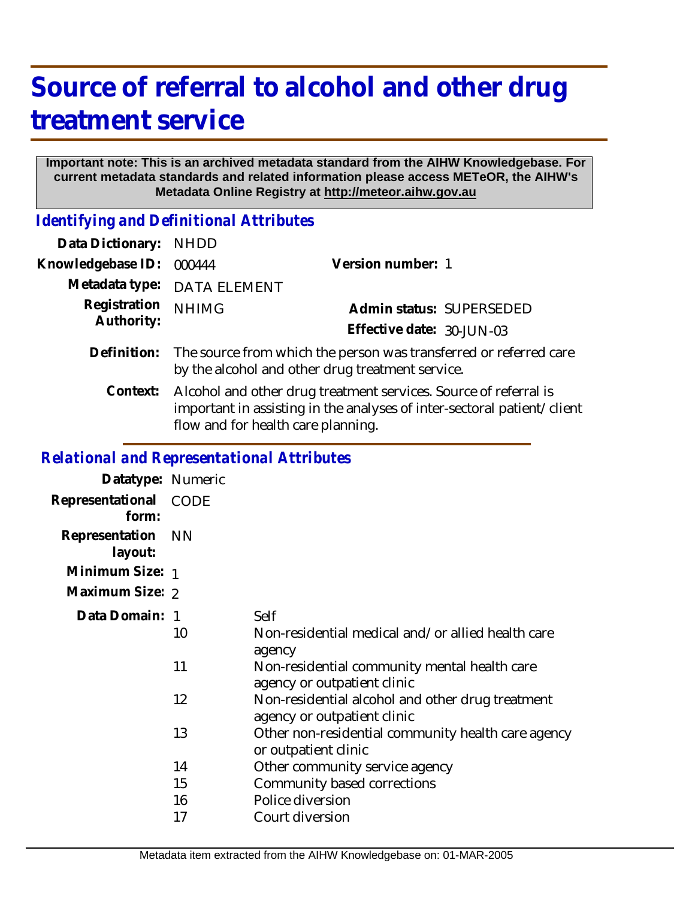# Source of referral to alcohol and other drug treatment service

**Important note: This is an archived metadata standard from the AIHW Knowledgebase. For current metadata standards and related information please access METeOR, the AIHW's Metadata Online Registry at http://meteor.aihw.gov.au**

## *Identifying and Definitional Attributes*

**Data Dictionary:** NHDD

**Knowledgebase ID:** 000444

**Version number:** 1

**Metadata type:** DATA ELEMENT

**Registration Authority:** NHIMG

**Admin status:** SUPERSEDED

**Effective date:** 30-JUN-03

**Definition:** The source from which the person was transferred or referred care by the alcohol and other drug treatment service.

**Context:** Alcohol and other drug treatment services. Source of referral is important in assisting in the analyses of inter-sectoral patient/client flow and for health care planning.

## *Relational and Representational Attributes*

**Datatype:** Numeric

**Representational form:** CODE

**Representation layout:** NN

**Minimum Size:** 1

**Maximum Size:** 2

**Data Domain:**

| Code | Description |
|---|---|
| 1 | Self |
| 10 | Non-residential medical and/or allied health care agency |
| 11 | Non-residential community mental health care agency or outpatient clinic |
| 12 | Non-residential alcohol and other drug treatment agency or outpatient clinic |
| 13 | Other non-residential community health care agency or outpatient clinic |
| 14 | Other community service agency |
| 15 | Community based corrections |
| 16 | Police diversion |
| 17 | Court diversion |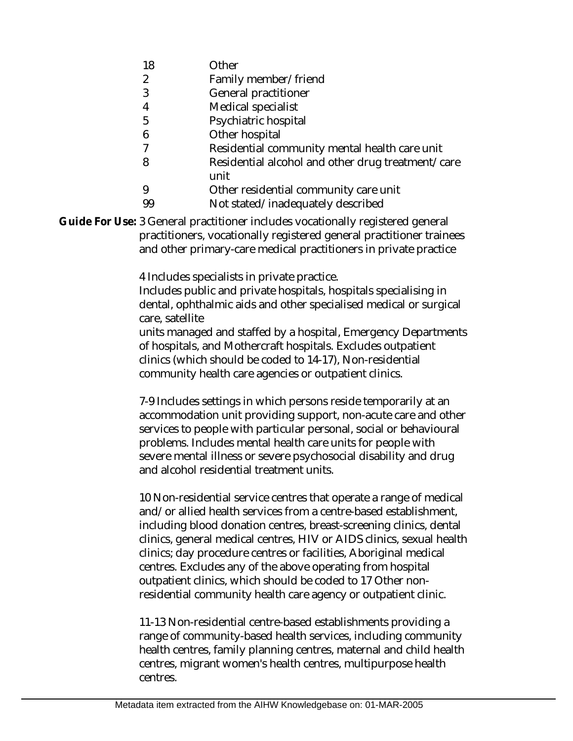| | |
|---|---|
| 18 | Other |
| 2 | Family member/friend |
| 3 | General practitioner |
| 4 | Medical specialist |
| 5 | Psychiatric hospital |
| 6 | Other hospital |
| 7 | Residential community mental health care unit |
| 8 | Residential alcohol and other drug treatment/care unit |
| 9 | Other residential community care unit |
| 99 | Not stated/inadequately described |

**Guide For Use:** 3 General practitioner includes vocationally registered general practitioners, vocationally registered general practitioner trainees and other primary-care medical practitioners in private practice

4 Includes specialists in private practice.
Includes public and private hospitals, hospitals specialising in dental, ophthalmic aids and other specialised medical or surgical care, satellite
units managed and staffed by a hospital, Emergency Departments of hospitals, and Mothercraft hospitals. Excludes outpatient clinics (which should be coded to 14-17), Non-residential community health care agencies or outpatient clinics.

7-9 Includes settings in which persons reside temporarily at an accommodation unit providing support, non-acute care and other services to people with particular personal, social or behavioural problems. Includes mental health care units for people with severe mental illness or severe psychosocial disability and drug and alcohol residential treatment units.

10 Non-residential service centres that operate a range of medical and/or allied health services from a centre-based establishment, including blood donation centres, breast-screening clinics, dental clinics, general medical centres, HIV or AIDS clinics, sexual health clinics; day procedure centres or facilities, Aboriginal medical centres. Excludes any of the above operating from hospital outpatient clinics, which should be coded to 17 Other non-residential community health care agency or outpatient clinic.

11-13 Non-residential centre-based establishments providing a range of community-based health services, including community health centres, family planning centres, maternal and child health centres, migrant women's health centres, multipurpose health centres.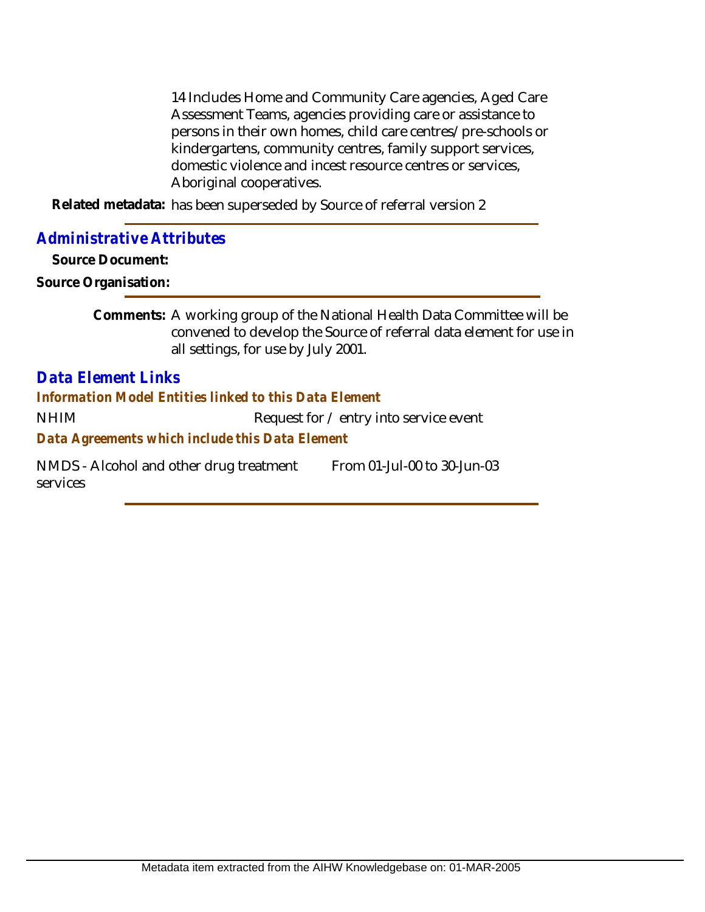14 Includes Home and Community Care agencies, Aged Care Assessment Teams, agencies providing care or assistance to persons in their own homes, child care centres/pre-schools or kindergartens, community centres, family support services, domestic violence and incest resource centres or services, Aboriginal cooperatives.

**Related metadata:** has been superseded by Source of referral version 2

## Administrative Attributes

**Source Document:**

**Source Organisation:**

**Comments:** A working group of the National Health Data Committee will be convened to develop the Source of referral data element for use in all settings, for use by July 2001.

## Data Element Links

### Information Model Entities linked to this Data Element

NHIM — Request for / entry into service event

### Data Agreements which include this Data Element

NMDS - Alcohol and other drug treatment services — From 01-Jul-00 to 30-Jun-03

Metadata item extracted from the AIHW Knowledgebase on: 01-MAR-2005